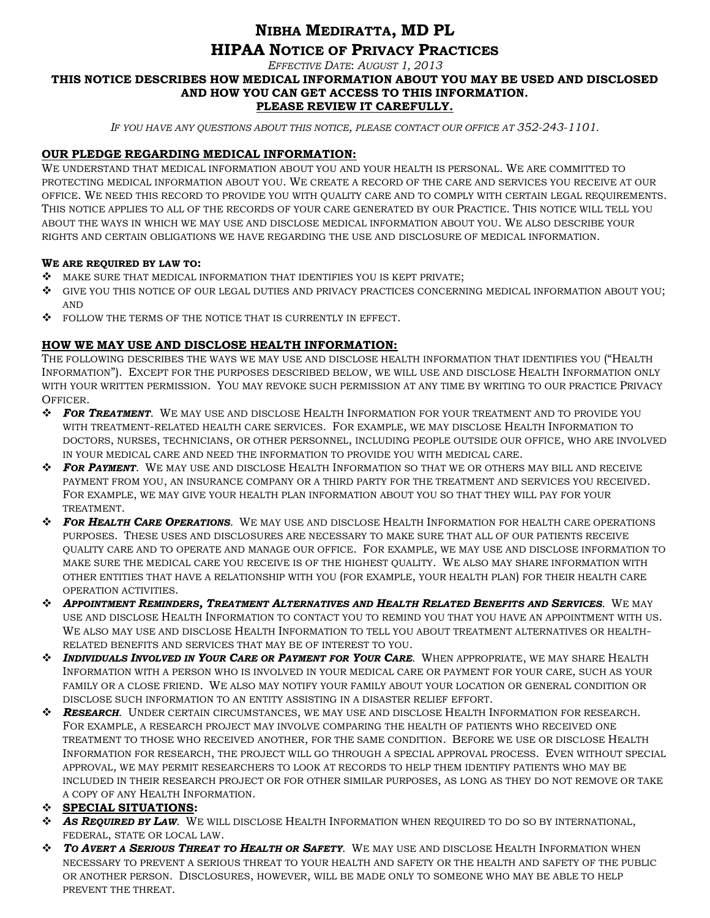# Nibha Mediratta, MD PL

## HIPAA Notice of Privacy Practices

*Effective Date: August 1, 2013*

**THIS NOTICE DESCRIBES HOW MEDICAL INFORMATION ABOUT YOU MAY BE USED AND DISCLOSED AND HOW YOU CAN GET ACCESS TO THIS INFORMATION.**

**PLEASE REVIEW IT CAREFULLY.**

*If you have any questions about this notice, please contact our office at 352-243-1101.*

### OUR PLEDGE REGARDING MEDICAL INFORMATION:

We understand that medical information about you and your health is personal. We are committed to protecting medical information about you. We create a record of the care and services you receive at our office. We need this record to provide you with quality care and to comply with certain legal requirements. This notice applies to all of the records of your care generated by our Practice. This notice will tell you about the ways in which we may use and disclose medical information about you. We also describe your rights and certain obligations we have regarding the use and disclosure of medical information.

**We are required by law to:**

- make sure that medical information that identifies you is kept private;
- give you this notice of our legal duties and privacy practices concerning medical information about you; and
- follow the terms of the notice that is currently in effect.

### HOW WE MAY USE AND DISCLOSE HEALTH INFORMATION:

The following describes the ways we may use and disclose health information that identifies you ("Health Information"). Except for the purposes described below, we will use and disclose Health Information only with your written permission. You may revoke such permission at any time by writing to our practice Privacy Officer.

- ***For Treatment***. We may use and disclose Health Information for your treatment and to provide you with treatment-related health care services. For example, we may disclose Health Information to doctors, nurses, technicians, or other personnel, including people outside our office, who are involved in your medical care and need the information to provide you with medical care.
- ***For Payment***. We may use and disclose Health Information so that we or others may bill and receive payment from you, an insurance company or a third party for the treatment and services you received. For example, we may give your health plan information about you so that they will pay for your treatment.
- ***For Health Care Operations***. We may use and disclose Health Information for health care operations purposes. These uses and disclosures are necessary to make sure that all of our patients receive quality care and to operate and manage our office. For example, we may use and disclose information to make sure the medical care you receive is of the highest quality. We also may share information with other entities that have a relationship with you (for example, your health plan) for their health care operation activities.
- ***Appointment Reminders, Treatment Alternatives and Health Related Benefits and Services***. We may use and disclose Health Information to contact you to remind you that you have an appointment with us. We also may use and disclose Health Information to tell you about treatment alternatives or health-related benefits and services that may be of interest to you.
- ***Individuals Involved in Your Care or Payment for Your Care***. When appropriate, we may share Health Information with a person who is involved in your medical care or payment for your care, such as your family or a close friend. We also may notify your family about your location or general condition or disclose such information to an entity assisting in a disaster relief effort.
- ***Research***. Under certain circumstances, we may use and disclose Health Information for research. For example, a research project may involve comparing the health of patients who received one treatment to those who received another, for the same condition. Before we use or disclose Health Information for research, the project will go through a special approval process. Even without special approval, we may permit researchers to look at records to help them identify patients who may be included in their research project or for other similar purposes, as long as they do not remove or take a copy of any Health Information.
- **SPECIAL SITUATIONS:**
- ***As Required by Law***. We will disclose Health Information when required to do so by international, federal, state or local law.
- ***To Avert a Serious Threat to Health or Safety***. We may use and disclose Health Information when necessary to prevent a serious threat to your health and safety or the health and safety of the public or another person. Disclosures, however, will be made only to someone who may be able to help prevent the threat.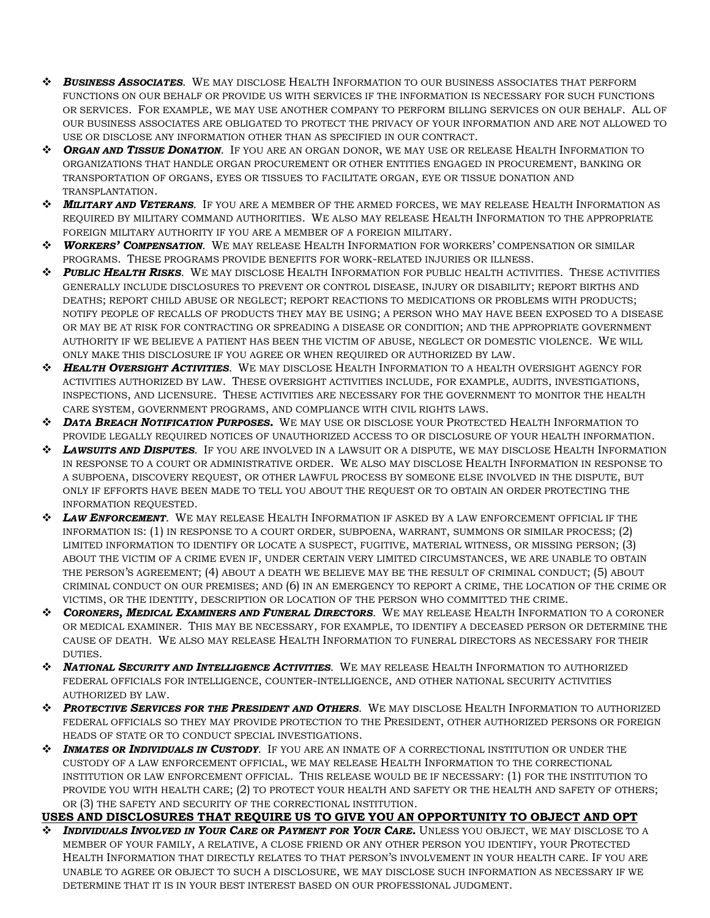- ***Business Associates***. We may disclose Health Information to our business associates that perform functions on our behalf or provide us with services if the information is necessary for such functions or services. For example, we may use another company to perform billing services on our behalf. All of our business associates are obligated to protect the privacy of your information and are not allowed to use or disclose any information other than as specified in our contract.
- ***Organ and Tissue Donation***. If you are an organ donor, we may use or release Health Information to organizations that handle organ procurement or other entities engaged in procurement, banking or transportation of organs, eyes or tissues to facilitate organ, eye or tissue donation and transplantation.
- ***Military and Veterans***. If you are a member of the armed forces, we may release Health Information as required by military command authorities. We also may release Health Information to the appropriate foreign military authority if you are a member of a foreign military.
- ***Workers' Compensation***. We may release Health Information for workers' compensation or similar programs. These programs provide benefits for work-related injuries or illness.
- ***Public Health Risks***. We may disclose Health Information for public health activities. These activities generally include disclosures to prevent or control disease, injury or disability; report births and deaths; report child abuse or neglect; report reactions to medications or problems with products; notify people of recalls of products they may be using; a person who may have been exposed to a disease or may be at risk for contracting or spreading a disease or condition; and the appropriate government authority if we believe a patient has been the victim of abuse, neglect or domestic violence. We will only make this disclosure if you agree or when required or authorized by law.
- ***Health Oversight Activities***. We may disclose Health Information to a health oversight agency for activities authorized by law. These oversight activities include, for example, audits, investigations, inspections, and licensure. These activities are necessary for the government to monitor the health care system, government programs, and compliance with civil rights laws.
- ***Data Breach Notification Purposes.*** We may use or disclose your Protected Health Information to provide legally required notices of unauthorized access to or disclosure of your health information.
- ***Lawsuits and Disputes***. If you are involved in a lawsuit or a dispute, we may disclose Health Information in response to a court or administrative order. We also may disclose Health Information in response to a subpoena, discovery request, or other lawful process by someone else involved in the dispute, but only if efforts have been made to tell you about the request or to obtain an order protecting the information requested.
- ***Law Enforcement***. We may release Health Information if asked by a law enforcement official if the information is: (1) in response to a court order, subpoena, warrant, summons or similar process; (2) limited information to identify or locate a suspect, fugitive, material witness, or missing person; (3) about the victim of a crime even if, under certain very limited circumstances, we are unable to obtain the person's agreement; (4) about a death we believe may be the result of criminal conduct; (5) about criminal conduct on our premises; and (6) in an emergency to report a crime, the location of the crime or victims, or the identity, description or location of the person who committed the crime.
- ***Coroners, Medical Examiners and Funeral Directors***. We may release Health Information to a coroner or medical examiner. This may be necessary, for example, to identify a deceased person or determine the cause of death. We also may release Health Information to funeral directors as necessary for their duties.
- ***National Security and Intelligence Activities***. We may release Health Information to authorized federal officials for intelligence, counter-intelligence, and other national security activities authorized by law.
- ***Protective Services for the President and Others***. We may disclose Health Information to authorized federal officials so they may provide protection to the President, other authorized persons or foreign heads of state or to conduct special investigations.
- ***Inmates or Individuals in Custody***. If you are an inmate of a correctional institution or under the custody of a law enforcement official, we may release Health Information to the correctional institution or law enforcement official. This release would be if necessary: (1) for the institution to provide you with health care; (2) to protect your health and safety or the health and safety of others; or (3) the safety and security of the correctional institution.

## USES AND DISCLOSURES THAT REQUIRE US TO GIVE YOU AN OPPORTUNITY TO OBJECT AND OPT

- ***Individuals Involved in Your Care or Payment for Your Care.*** Unless you object, we may disclose to a member of your family, a relative, a close friend or any other person you identify, your Protected Health Information that directly relates to that person's involvement in your health care. If you are unable to agree or object to such a disclosure, we may disclose such information as necessary if we determine that it is in your best interest based on our professional judgment.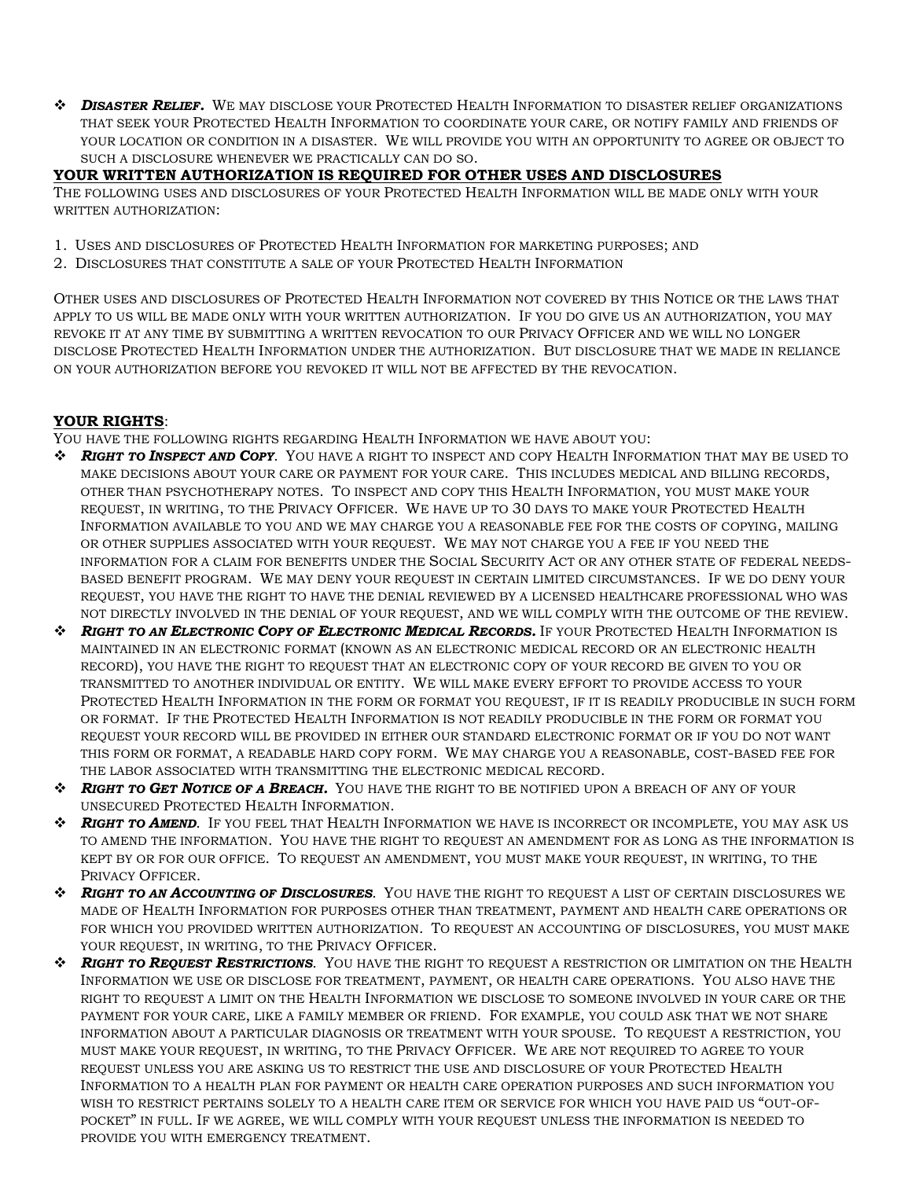- ***Disaster Relief.*** We may disclose your Protected Health Information to disaster relief organizations that seek your Protected Health Information to coordinate your care, or notify family and friends of your location or condition in a disaster. We will provide you with an opportunity to agree or object to such a disclosure whenever we practically can do so.

## YOUR WRITTEN AUTHORIZATION IS REQUIRED FOR OTHER USES AND DISCLOSURES

The following uses and disclosures of your Protected Health Information will be made only with your written authorization:

1. Uses and disclosures of Protected Health Information for marketing purposes; and
2. Disclosures that constitute a sale of your Protected Health Information

Other uses and disclosures of Protected Health Information not covered by this Notice or the laws that apply to us will be made only with your written authorization. If you do give us an authorization, you may revoke it at any time by submitting a written revocation to our Privacy Officer and we will no longer disclose Protected Health Information under the authorization. But disclosure that we made in reliance on your authorization before you revoked it will not be affected by the revocation.

## YOUR RIGHTS:

You have the following rights regarding Health Information we have about you:

- ***Right to Inspect and Copy***. You have a right to inspect and copy Health Information that may be used to make decisions about your care or payment for your care. This includes medical and billing records, other than psychotherapy notes. To inspect and copy this Health Information, you must make your request, in writing, to the Privacy Officer. We have up to 30 days to make your Protected Health Information available to you and we may charge you a reasonable fee for the costs of copying, mailing or other supplies associated with your request. We may not charge you a fee if you need the information for a claim for benefits under the Social Security Act or any other state of federal needs-based benefit program. We may deny your request in certain limited circumstances. If we do deny your request, you have the right to have the denial reviewed by a licensed healthcare professional who was not directly involved in the denial of your request, and we will comply with the outcome of the review.
- ***Right to an Electronic Copy of Electronic Medical Records.*** If your Protected Health Information is maintained in an electronic format (known as an electronic medical record or an electronic health record), you have the right to request that an electronic copy of your record be given to you or transmitted to another individual or entity. We will make every effort to provide access to your Protected Health Information in the form or format you request, if it is readily producible in such form or format. If the Protected Health Information is not readily producible in the form or format you request your record will be provided in either our standard electronic format or if you do not want this form or format, a readable hard copy form. We may charge you a reasonable, cost-based fee for the labor associated with transmitting the electronic medical record.
- ***Right to Get Notice of a Breach.*** You have the right to be notified upon a breach of any of your unsecured Protected Health Information.
- ***Right to Amend***. If you feel that Health Information we have is incorrect or incomplete, you may ask us to amend the information. You have the right to request an amendment for as long as the information is kept by or for our office. To request an amendment, you must make your request, in writing, to the Privacy Officer.
- ***Right to an Accounting of Disclosures***. You have the right to request a list of certain disclosures we made of Health Information for purposes other than treatment, payment and health care operations or for which you provided written authorization. To request an accounting of disclosures, you must make your request, in writing, to the Privacy Officer.
- ***Right to Request Restrictions***. You have the right to request a restriction or limitation on the Health Information we use or disclose for treatment, payment, or health care operations. You also have the right to request a limit on the Health Information we disclose to someone involved in your care or the payment for your care, like a family member or friend. For example, you could ask that we not share information about a particular diagnosis or treatment with your spouse. To request a restriction, you must make your request, in writing, to the Privacy Officer. We are not required to agree to your request unless you are asking us to restrict the use and disclosure of your Protected Health Information to a health plan for payment or health care operation purposes and such information you wish to restrict pertains solely to a health care item or service for which you have paid us "out-of-pocket" in full. If we agree, we will comply with your request unless the information is needed to provide you with emergency treatment.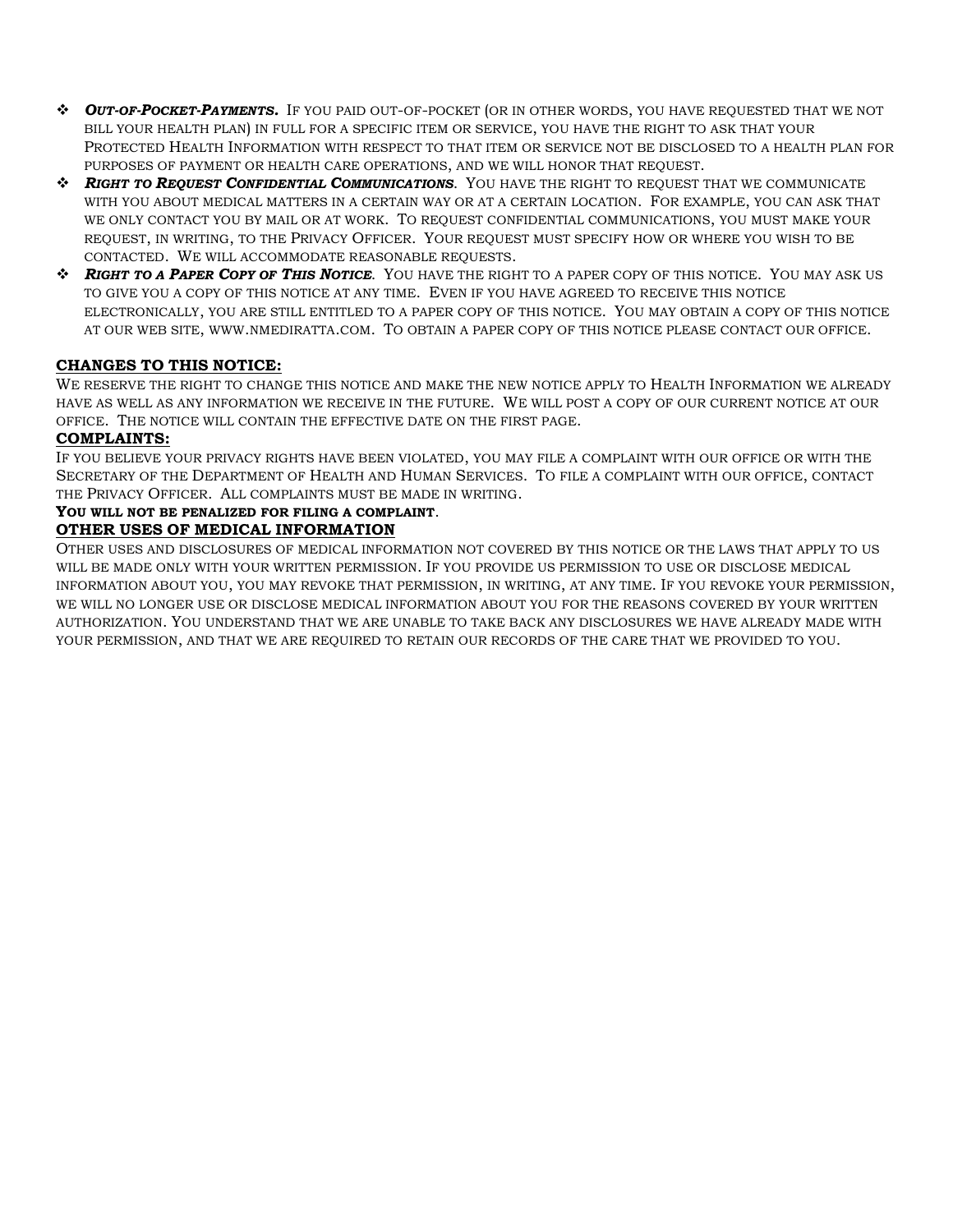- ***Out-of-Pocket-Payments.*** If you paid out-of-pocket (or in other words, you have requested that we not bill your health plan) in full for a specific item or service, you have the right to ask that your Protected Health Information with respect to that item or service not be disclosed to a health plan for purposes of payment or health care operations, and we will honor that request.
- ***Right to Request Confidential Communications***. You have the right to request that we communicate with you about medical matters in a certain way or at a certain location. For example, you can ask that we only contact you by mail or at work. To request confidential communications, you must make your request, in writing, to the Privacy Officer. Your request must specify how or where you wish to be contacted. We will accommodate reasonable requests.
- ***Right to a Paper Copy of This Notice***. You have the right to a paper copy of this notice. You may ask us to give you a copy of this notice at any time. Even if you have agreed to receive this notice electronically, you are still entitled to a paper copy of this notice. You may obtain a copy of this notice at our web site, www.nmediratta.com. To obtain a paper copy of this notice please contact our office.

**CHANGES TO THIS NOTICE:**

We reserve the right to change this notice and make the new notice apply to Health Information we already have as well as any information we receive in the future. We will post a copy of our current notice at our office. The notice will contain the effective date on the first page.

**COMPLAINTS:**

If you believe your privacy rights have been violated, you may file a complaint with our office or with the Secretary of the Department of Health and Human Services. To file a complaint with our office, contact the Privacy Officer. All complaints must be made in writing.

**You will not be penalized for filing a complaint**.

**OTHER USES OF MEDICAL INFORMATION**

Other uses and disclosures of medical information not covered by this notice or the laws that apply to us will be made only with your written permission. If you provide us permission to use or disclose medical information about you, you may revoke that permission, in writing, at any time. If you revoke your permission, we will no longer use or disclose medical information about you for the reasons covered by your written authorization. You understand that we are unable to take back any disclosures we have already made with your permission, and that we are required to retain our records of the care that we provided to you.